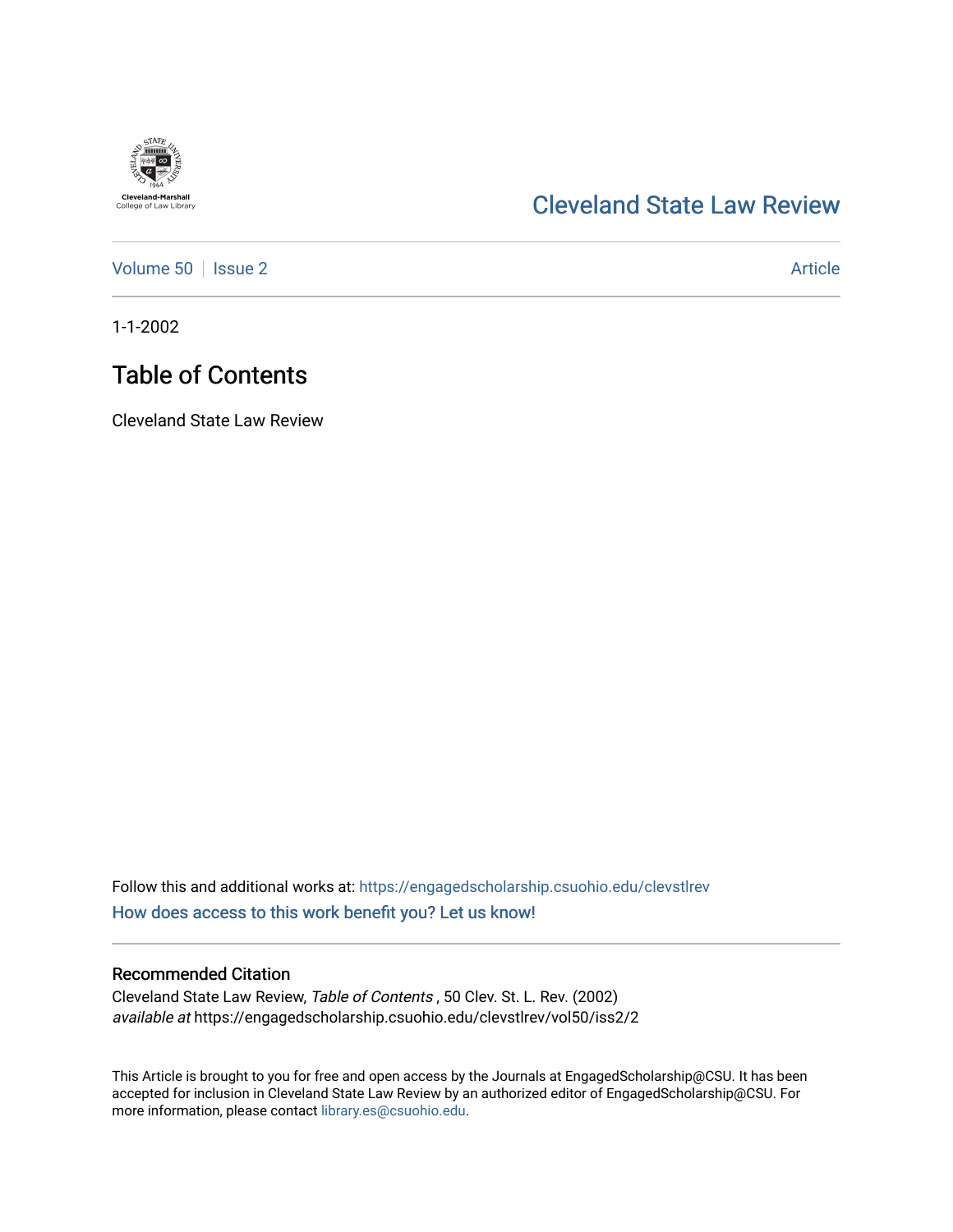Cleveland-Marshall College of Law Library

# Cleveland State Law Review

Volume 50 | Issue 2 | Article

1-1-2002

## Table of Contents

Cleveland State Law Review

Follow this and additional works at: https://engagedscholarship.csuohio.edu/clevstlrev

How does access to this work benefit you? Let us know!

### Recommended Citation

Cleveland State Law Review, *Table of Contents* , 50 Clev. St. L. Rev. (2002)
*available at* https://engagedscholarship.csuohio.edu/clevstlrev/vol50/iss2/2

This Article is brought to you for free and open access by the Journals at EngagedScholarship@CSU. It has been accepted for inclusion in Cleveland State Law Review by an authorized editor of EngagedScholarship@CSU. For more information, please contact library.es@csuohio.edu.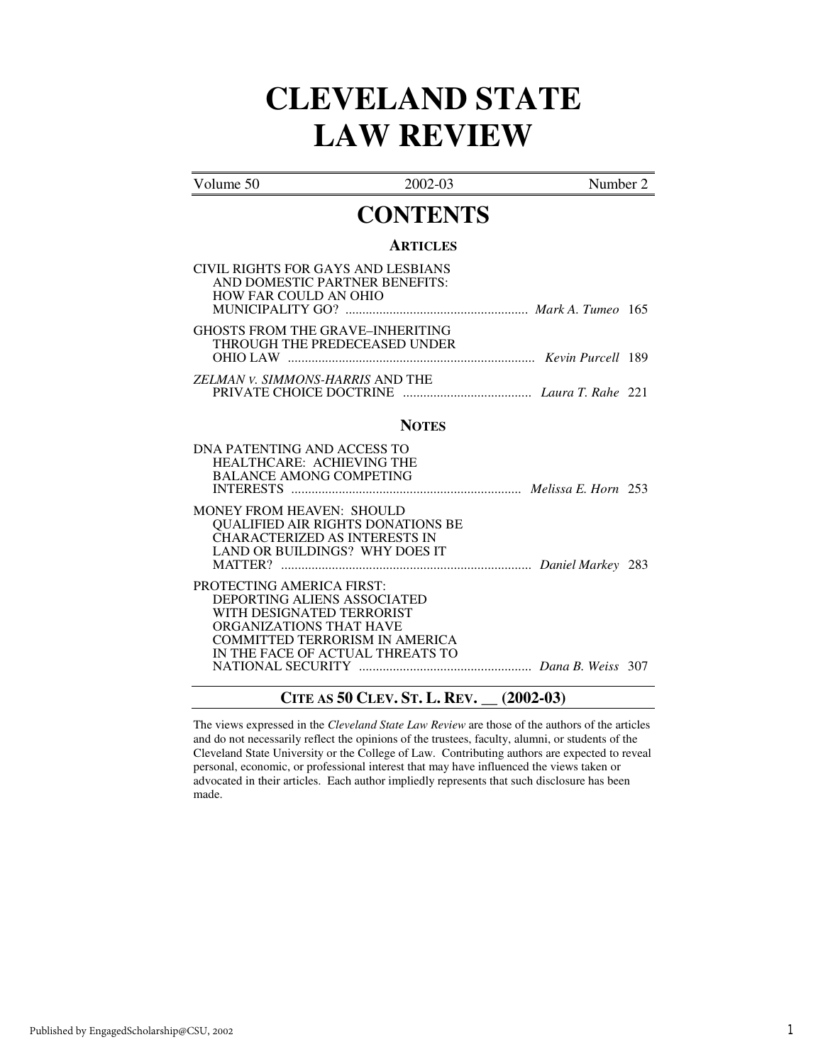# CLEVELAND STATE LAW REVIEW

Volume 50 | 2002-03 | Number 2

## CONTENTS

### ARTICLES

CIVIL RIGHTS FOR GAYS AND LESBIANS AND DOMESTIC PARTNER BENEFITS: HOW FAR COULD AN OHIO MUNICIPALITY GO? ..................................................... *Mark A. Tumeo* 165

GHOSTS FROM THE GRAVE–INHERITING THROUGH THE PREDECEASED UNDER OHIO LAW ........................................................................ *Kevin Purcell* 189

*ZELMAN v. SIMMONS-HARRIS* AND THE PRIVATE CHOICE DOCTRINE ..................................... *Laura T. Rahe* 221

### NOTES

DNA PATENTING AND ACCESS TO HEALTHCARE: ACHIEVING THE BALANCE AMONG COMPETING INTERESTS ................................................................... *Melissa E. Horn* 253

MONEY FROM HEAVEN: SHOULD QUALIFIED AIR RIGHTS DONATIONS BE CHARACTERIZED AS INTERESTS IN LAND OR BUILDINGS? WHY DOES IT MATTER? ......................................................................... *Daniel Markey* 283

PROTECTING AMERICA FIRST: DEPORTING ALIENS ASSOCIATED WITH DESIGNATED TERRORIST ORGANIZATIONS THAT HAVE COMMITTED TERRORISM IN AMERICA IN THE FACE OF ACTUAL THREATS TO NATIONAL SECURITY .................................................. *Dana B. Weiss* 307

**CITE AS 50 CLEV. ST. L. REV. __ (2002-03)**

The views expressed in the *Cleveland State Law Review* are those of the authors of the articles and do not necessarily reflect the opinions of the trustees, faculty, alumni, or students of the Cleveland State University or the College of Law. Contributing authors are expected to reveal personal, economic, or professional interest that may have influenced the views taken or advocated in their articles. Each author impliedly represents that such disclosure has been made.